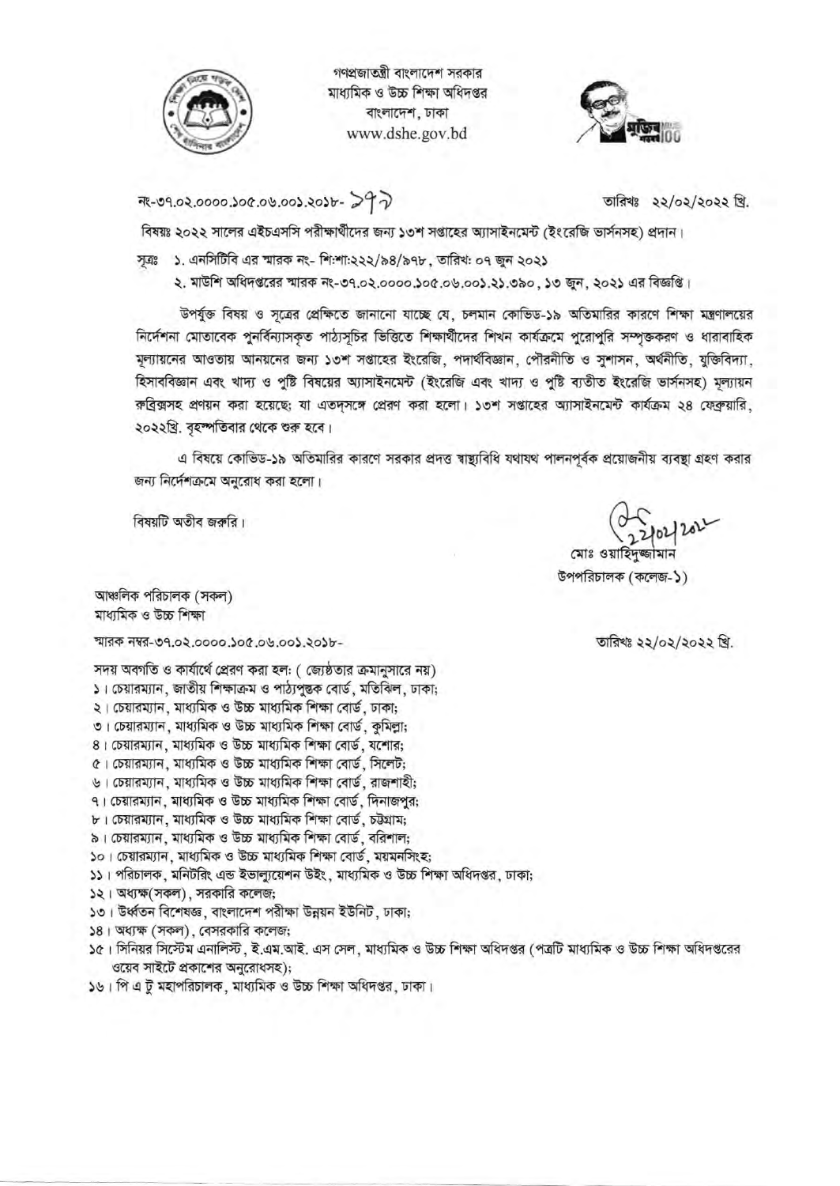গণপ্রজাতন্ত্রী বাংলাদেশ সরকার
মাধ্যমিক ও উচ্চ শিক্ষা অধিদপ্তর
বাংলাদেশ, ঢাকা
www.dshe.gov.bd

নং-৩৭.০২.০০০০.১০৫.০৬.০০১.২০১৮- ১৭৭ তারিখঃ ২২/০২/২০২২ খ্রি.

বিষয়ঃ ২০২২ সালের এইচএসসি পরীক্ষার্থীদের জন্য ১৩শ সপ্তাহের অ্যাসাইনমেন্ট (ইংরেজি ভার্সনসহ) প্রদান।

সূত্রঃ ১. এনসিটিবি এর স্মারক নং- শিঃশাঃ২২২/৯৪/৯৭৮, তারিখ: ০৭ জুন ২০২১

২. মাউশি অধিদপ্তরের স্মারক নং-৩৭.০২.০০০০.১০৫.০৬.০০১.২১.৩৯০, ১৩ জুন, ২০২১ এর বিজ্ঞপ্তি।

উপর্যুক্ত বিষয় ও সূত্রের প্রেক্ষিতে জানানো যাচ্ছে যে, চলমান কোভিড-১৯ অতিমারির কারণে শিক্ষা মন্ত্রণালয়ের নির্দেশনা মোতাবেক পুনর্বিন্যাসকৃত পাঠ্যসূচির ভিত্তিতে শিক্ষার্থীদের শিখন কার্যক্রমে পুরোপুরি সম্পৃক্তকরণ ও ধারাবাহিক মূল্যায়নের আওতায় আনয়নের জন্য ১৩শ সপ্তাহের ইংরেজি, পদার্থবিজ্ঞান, পৌরনীতি ও সুশাসন, অর্থনীতি, যুক্তিবিদ্যা, হিসাববিজ্ঞান এবং খাদ্য ও পুষ্টি বিষয়ের অ্যাসাইনমেন্ট (ইংরেজি এবং খাদ্য ও পুষ্টি ব্যতীত ইংরেজি ভার্সনসহ) মূল্যায়ন রুব্রিক্সসহ প্রণয়ন করা হয়েছে; যা এতদ্সঙ্গে প্রেরণ করা হলো। ১৩শ সপ্তাহের অ্যাসাইনমেন্ট কার্যক্রম ২৪ ফেব্রুয়ারি, ২০২২খ্রি. বৃহস্পতিবার থেকে শুরু হবে।

এ বিষয়ে কোভিড-১৯ অতিমারির কারণে সরকার প্রদত্ত স্বাস্থ্যবিধি যথাযথ পালনপূর্বক প্রয়োজনীয় ব্যবস্থা গ্রহণ করার জন্য নির্দেশক্রমে অনুরোধ করা হলো।

বিষয়টি অতীব জরুরি।

22/02/2022
মোঃ ওয়াহিদুজ্জামান
উপপরিচালক (কলেজ-১)

আঞ্চলিক পরিচালক (সকল)
মাধ্যমিক ও উচ্চ শিক্ষা

স্মারক নম্বর-৩৭.০২.০০০০.১০৫.০৬.০০১.২০১৮- তারিখঃ ২২/০২/২০২২ খ্রি.

সদয় অবগতি ও কার্যার্থে প্রেরণ করা হল: ( জ্যেষ্ঠতার ক্রমানুসারে নয়)

১। চেয়ারম্যান, জাতীয় শিক্ষাক্রম ও পাঠ্যপুস্তক বোর্ড, মতিঝিল, ঢাকা;
২। চেয়ারম্যান, মাধ্যমিক ও উচ্চ মাধ্যমিক শিক্ষা বোর্ড, ঢাকা;
৩। চেয়ারম্যান, মাধ্যমিক ও উচ্চ মাধ্যমিক শিক্ষা বোর্ড, কুমিল্লা;
৪। চেয়ারম্যান, মাধ্যমিক ও উচ্চ মাধ্যমিক শিক্ষা বোর্ড, যশোর;
৫। চেয়ারম্যান, মাধ্যমিক ও উচ্চ মাধ্যমিক শিক্ষা বোর্ড, সিলেট;
৬। চেয়ারম্যান, মাধ্যমিক ও উচ্চ মাধ্যমিক শিক্ষা বোর্ড, রাজশাহী;
৭। চেয়ারম্যান, মাধ্যমিক ও উচ্চ মাধ্যমিক শিক্ষা বোর্ড, দিনাজপুর;
৮। চেয়ারম্যান, মাধ্যমিক ও উচ্চ মাধ্যমিক শিক্ষা বোর্ড, চট্টগ্রাম;
৯। চেয়ারম্যান, মাধ্যমিক ও উচ্চ মাধ্যমিক শিক্ষা বোর্ড, বরিশাল;
১০। চেয়ারম্যান, মাধ্যমিক ও উচ্চ মাধ্যমিক শিক্ষা বোর্ড, ময়মনসিংহ;
১১। পরিচালক, মনিটরিং এন্ড ইভাল্যুয়েশন উইং, মাধ্যমিক ও উচ্চ শিক্ষা অধিদপ্তর, ঢাকা;
১২। অধ্যক্ষ(সকল), সরকারি কলেজ;
১৩। ঊর্ধ্বতন বিশেষজ্ঞ, বাংলাদেশ পরীক্ষা উন্নয়ন ইউনিট, ঢাকা;
১৪। অধ্যক্ষ (সকল), বেসরকারি কলেজ;
১৫। সিনিয়র সিস্টেম এনালিস্ট, ই.এম.আই. এস সেল, মাধ্যমিক ও উচ্চ শিক্ষা অধিদপ্তর (পত্রটি মাধ্যমিক ও উচ্চ শিক্ষা অধিদপ্তরের ওয়েব সাইটে প্রকাশের অনুরোধসহ);
১৬। পি এ টু মহাপরিচালক, মাধ্যমিক ও উচ্চ শিক্ষা অধিদপ্তর, ঢাকা।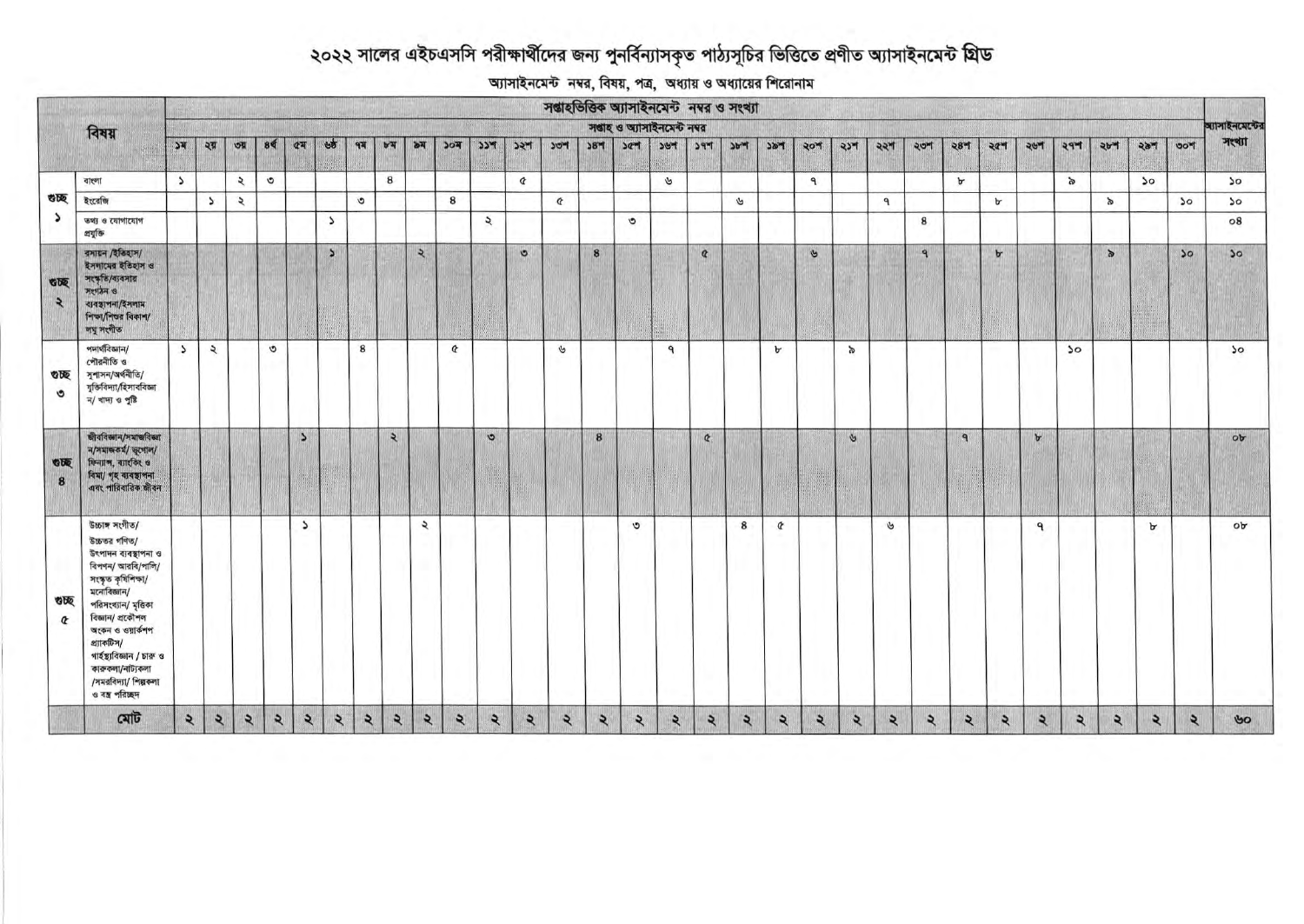# ২০২২ সালের এইচএসসি পরীক্ষার্থীদের জন্য পুনর্বিন্যাসকৃত পাঠ্যসূচির ভিত্তিতে প্রণীত অ্যাসাইনমেন্ট গ্রিড

## অ্যাসাইনমেন্ট নম্বর, বিষয়, পত্র, অধ্যায় ও অধ্যায়ের শিরোনাম

| বিষয় | | সপ্তাহভিত্তিক অ্যাসাইনমেন্ট নম্বর ও সংখ্যা | | | | | | | | | | | | | | | | | | | | | | | | | | | | | | অ্যাসাইনমেন্টের সংখ্যা |
|---|---|---|---|---|---|---|---|---|---|---|---|---|---|---|---|---|---|---|---|---|---|---|---|---|---|---|---|---|---|---|---|---|
| | | সপ্তাহ ও অ্যাসাইনমেন্ট নম্বর | | | | | | | | | | | | | | | | | | | | | | | | | | | | | | |
| | | ১ম | ২য় | ৩য় | ৪র্থ | ৫ম | ৬ষ্ঠ | ৭ম | ৮ম | ৯ম | ১০ম | ১১শ | ১২শ | ১৩শ | ১৪শ | ১৫শ | ১৬শ | ১৭শ | ১৮শ | ১৯শ | ২০শ | ২১শ | ২২শ | ২৩শ | ২৪শ | ২৫শ | ২৬শ | ২৭শ | ২৮শ | ২৯শ | ৩০শ | |
| গুচ্ছ ১ | বাংলা | ১ | | ২ | ৩ | | | | ৪ | | | | ৫ | | | | ৬ | | | | ৭ | | | | ৮ | | | ৯ | | ১০ | | ১০ |
| | ইংরেজি | | ১ | ২ | | | | ৩ | | | ৪ | | | ৫ | | | | | ৬ | | | | ৭ | | | ৮ | | | ৯ | | ১০ | ১০ |
| | তথ্য ও যোগাযোগ প্রযুক্তি | | | | | | ১ | | | | | ২ | | | | ৩ | | | | | | | | ৪ | | | | | | | | ০৪ |
| গুচ্ছ ২ | রসায়ন /ইতিহাস/ ইসলামের ইতিহাস ও সংস্কৃতি/ব্যবসায় সংগঠন ও ব্যবস্থাপনা/ইসলাম শিক্ষা/শিশুর বিকাশ/ লঘু সংগীত | | | | | | ১ | | | ২ | | | ৩ | | ৪ | | | ৫ | | | ৬ | | | ৭ | | ৮ | | | ৯ | | ১০ | ১০ |
| গুচ্ছ ৩ | পদার্থবিজ্ঞান/ পৌরনীতি ও সুশাসন/অর্থনীতি/ যুক্তিবিদ্যা/হিসাববিজ্ঞান/ খাদ্য ও পুষ্টি | ১ | ২ | | ৩ | | | ৪ | | | ৫ | | | ৬ | | | ৭ | | | ৮ | | ৯ | | | | | | ১০ | | | | ১০ |
| গুচ্ছ ৪ | জীববিজ্ঞান/সমাজবিজ্ঞান/সমাজকর্ম/ ভূগোল/ ফিন্যান্স, ব্যাংকিং ও বিমা/ গৃহ ব্যবস্থাপনা এবং পারিবারিক জীবন | | | | | ১ | | | ২ | | | ৩ | | | ৪ | | | ৫ | | | | ৬ | | | ৭ | | ৮ | | | | | ০৮ |
| গুচ্ছ ৫ | উচ্চাঙ্গ সংগীত/ উচ্চতর গণিত/ উৎপাদন ব্যবস্থাপনা ও বিপণন/ আরবি/পালি/ সংস্কৃত কৃষিশিক্ষা/ মনোবিজ্ঞান/ পরিসংখ্যান/ মৃত্তিকা বিজ্ঞান/ প্রকৌশল অঙ্কন ও ওয়ার্কশপ প্র্যাকটিস/ গার্হস্থ্যবিজ্ঞান / চারু ও কারুকলা/নাট্যকলা /সমরবিদ্যা/ শিল্পকলা ও বস্ত্র পরিচ্ছদ | | | | | ১ | | | | ২ | | | | | | ৩ | | | ৪ | ৫ | | | ৬ | | | | ৭ | | | ৮ | | ০৮ |
| মোট | | ২ | ২ | ২ | ২ | ২ | ২ | ২ | ২ | ২ | ২ | ২ | ২ | ২ | ২ | ২ | ২ | ২ | ২ | ২ | ২ | ২ | ২ | ২ | ২ | ২ | ২ | ২ | ২ | ২ | ২ | ৬০ |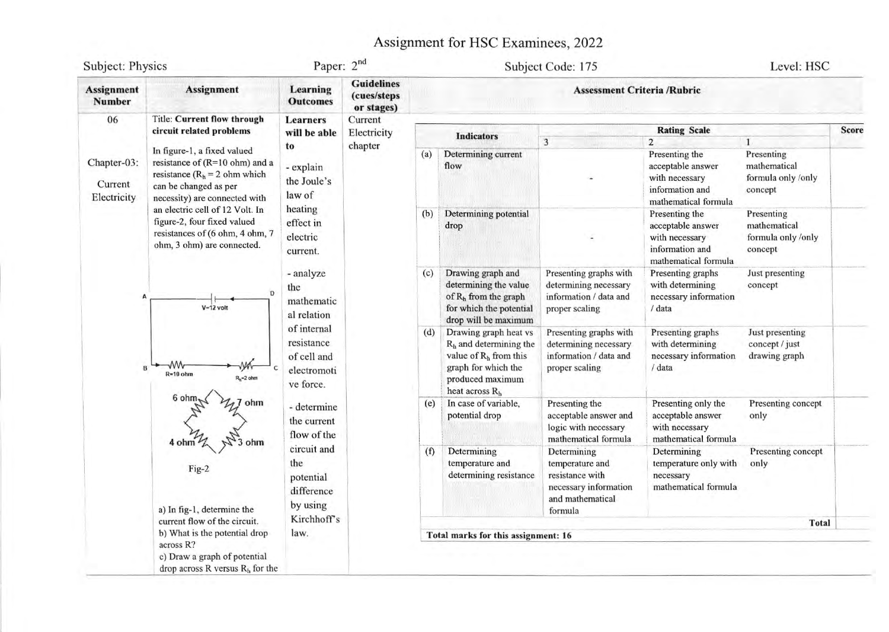# Assignment for HSC Examinees, 2022

Subject: Physics | Paper: $2^{nd}$ | Subject Code: 175 | Level: HSC

| Assignment Number | Assignment | Learning Outcomes | Guidelines (cues/steps or stages) |
|---|---|---|---|
| 06<br><br>Chapter-03:<br>Current Electricity | Title: **Current flow through circuit related problems**<br><br>In figure-1, a fixed valued resistance of (R=10 ohm) and a resistance ($R_h$ = 2 ohm which can be changed as per necessity) are connected with an electric cell of 12 Volt. In figure-2, four fixed valued resistances of (6 ohm, 4 ohm, 7 ohm, 3 ohm) are connected.<br><br>[Fig-1: A, D, V=12 volt, B, C, R=10 ohm, $R_h$=2 ohm]<br><br>[Fig-2: 6 ohm, 7 ohm, 4 ohm, 3 ohm]<br><br>Fig-2<br><br>a) In fig-1, determine the current flow of the circuit.<br>b) What is the potential drop across R?<br>c) Draw a graph of potential drop across R versus $R_h$ for the | **Learners will be able to**<br><br>- explain the Joule's law of heating effect in electric current.<br><br>- analyze the mathematical relation of internal resistance of cell and electromotive force.<br><br>- determine the current flow of the circuit and the potential difference by using Kirchhoff's law. | Current Electricity chapter |

**Assessment Criteria /Rubric**

| | Indicators | Rating Scale 3 | Rating Scale 2 | Rating Scale 1 | Score |
|---|---|---|---|---|---|
| (a) | Determining current flow | - | Presenting the acceptable answer with necessary information and mathematical formula | Presenting mathematical formula only /only concept | |
| (b) | Determining potential drop | - | Presenting the acceptable answer with necessary information and mathematical formula | Presenting mathematical formula only /only concept | |
| (c) | Drawing graph and determining the value of $R_h$ from the graph for which the potential drop will be maximum | Presenting graphs with determining necessary information / data and proper scaling | Presenting graphs with determining necessary information / data | Just presenting concept | |
| (d) | Drawing graph heat vs $R_h$ and determining the value of $R_h$ from this graph for which the produced maximum heat across $R_h$ | Presenting graphs with determining necessary information / data and proper scaling | Presenting graphs with determining necessary information / data | Just presenting concept / just drawing graph | |
| (e) | In case of variable, potential drop | Presenting the acceptable answer and logic with necessary mathematical formula | Presenting only the acceptable answer with necessary mathematical formula | Presenting concept only | |
| (f) | Determining temperature and determining resistance | Determining temperature and resistance with necessary information and mathematical formula | Determining temperature only with necessary mathematical formula | Presenting concept only | |
| | | | | **Total** | |

**Total marks for this assignment: 16**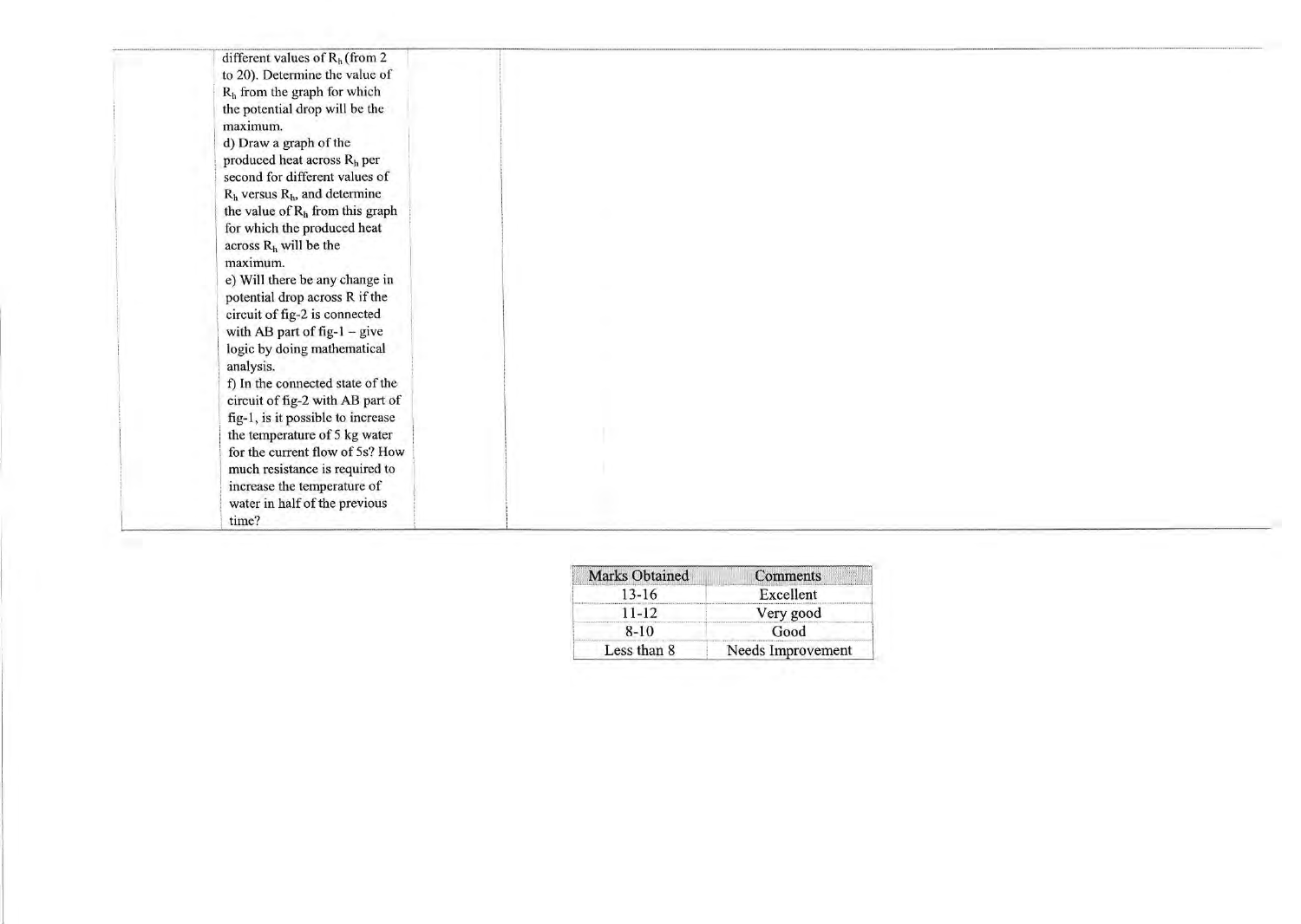| | | | |
|---|---|---|---|
| | different values of $R_h$ (from 2 to 20). Determine the value of $R_h$ from the graph for which the potential drop will be the maximum.<br>d) Draw a graph of the produced heat across $R_h$ per second for different values of $R_h$ versus $R_h$, and determine the value of $R_h$ from this graph for which the produced heat across $R_h$ will be the maximum.<br>e) Will there be any change in potential drop across R if the circuit of fig-2 is connected with AB part of fig-1 – give logic by doing mathematical analysis.<br>f) In the connected state of the circuit of fig-2 with AB part of fig-1, is it possible to increase the temperature of 5 kg water for the current flow of 5s? How much resistance is required to increase the temperature of water in half of the previous time? | | |

| Marks Obtained | Comments |
|---|---|
| 13-16 | Excellent |
| 11-12 | Very good |
| 8-10 | Good |
| Less than 8 | Needs Improvement |